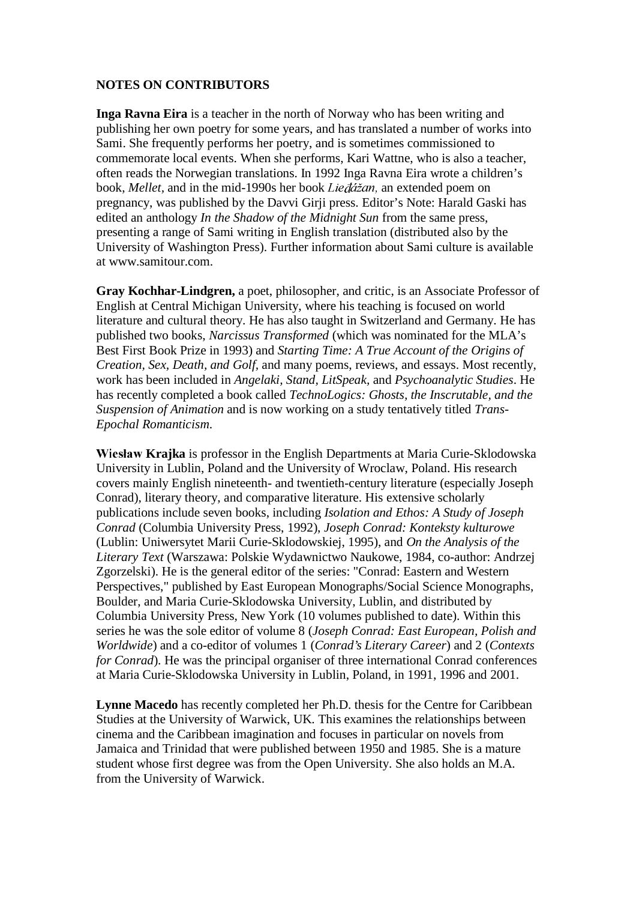**NOTES ON CONTRIBUTORS**

**Inga Ravna Eira** is a teacher in the north of Norway who has been writing and publishing her own poetry for some years, and has translated a number of works into Sami. She frequently performs her poetry, and is sometimes commissioned to commemorate local events. When she performs, Kari Wattne, who is also a teacher, often reads the Norwegian translations. In 1992 Inga Ravna Eira wrote a children's book, *Mellet*, and in the mid-1990s her book *Lieđážan*, an extended poem on pregnancy, was published by the Davvi Girji press. Editor's Note: Harald Gaski has edited an anthology *In the Shadow of the Midnight Sun* from the same press, presenting a range of Sami writing in English translation (distributed also by the University of Washington Press). Further information about Sami culture is available at www.samitour.com.

**Gray Kochhar-Lindgren,** a poet, philosopher, and critic, is an Associate Professor of English at Central Michigan University, where his teaching is focused on world literature and cultural theory. He has also taught in Switzerland and Germany. He has published two books, *Narcissus Transformed* (which was nominated for the MLA's Best First Book Prize in 1993) and *Starting Time: A True Account of the Origins of Creation, Sex, Death, and Golf,* and many poems, reviews, and essays. Most recently, work has been included in *Angelaki, Stand, LitSpeak,* and *Psychoanalytic Studies*. He has recently completed a book called *TechnoLogics: Ghosts, the Inscrutable, and the Suspension of Animation* and is now working on a study tentatively titled *Trans-Epochal Romanticism*.

**Wiesław Krajka** is professor in the English Departments at Maria Curie-Sklodowska University in Lublin, Poland and the University of Wroclaw, Poland. His research covers mainly English nineteenth- and twentieth-century literature (especially Joseph Conrad), literary theory, and comparative literature. His extensive scholarly publications include seven books, including *Isolation and Ethos: A Study of Joseph Conrad* (Columbia University Press, 1992), *Joseph Conrad: Konteksty kulturowe* (Lublin: Uniwersytet Marii Curie-Sklodowskiej, 1995), and *On the Analysis of the Literary Text* (Warszawa: Polskie Wydawnictwo Naukowe, 1984, co-author: Andrzej Zgorzelski). He is the general editor of the series: "Conrad: Eastern and Western Perspectives," published by East European Monographs/Social Science Monographs, Boulder, and Maria Curie-Sklodowska University, Lublin, and distributed by Columbia University Press, New York (10 volumes published to date). Within this series he was the sole editor of volume 8 (*Joseph Conrad: East European, Polish and Worldwide*) and a co-editor of volumes 1 (*Conrad's Literary Career*) and 2 (*Contexts for Conrad*). He was the principal organiser of three international Conrad conferences at Maria Curie-Sklodowska University in Lublin, Poland, in 1991, 1996 and 2001.

**Lynne Macedo** has recently completed her Ph.D. thesis for the Centre for Caribbean Studies at the University of Warwick, UK. This examines the relationships between cinema and the Caribbean imagination and focuses in particular on novels from Jamaica and Trinidad that were published between 1950 and 1985. She is a mature student whose first degree was from the Open University. She also holds an M.A. from the University of Warwick.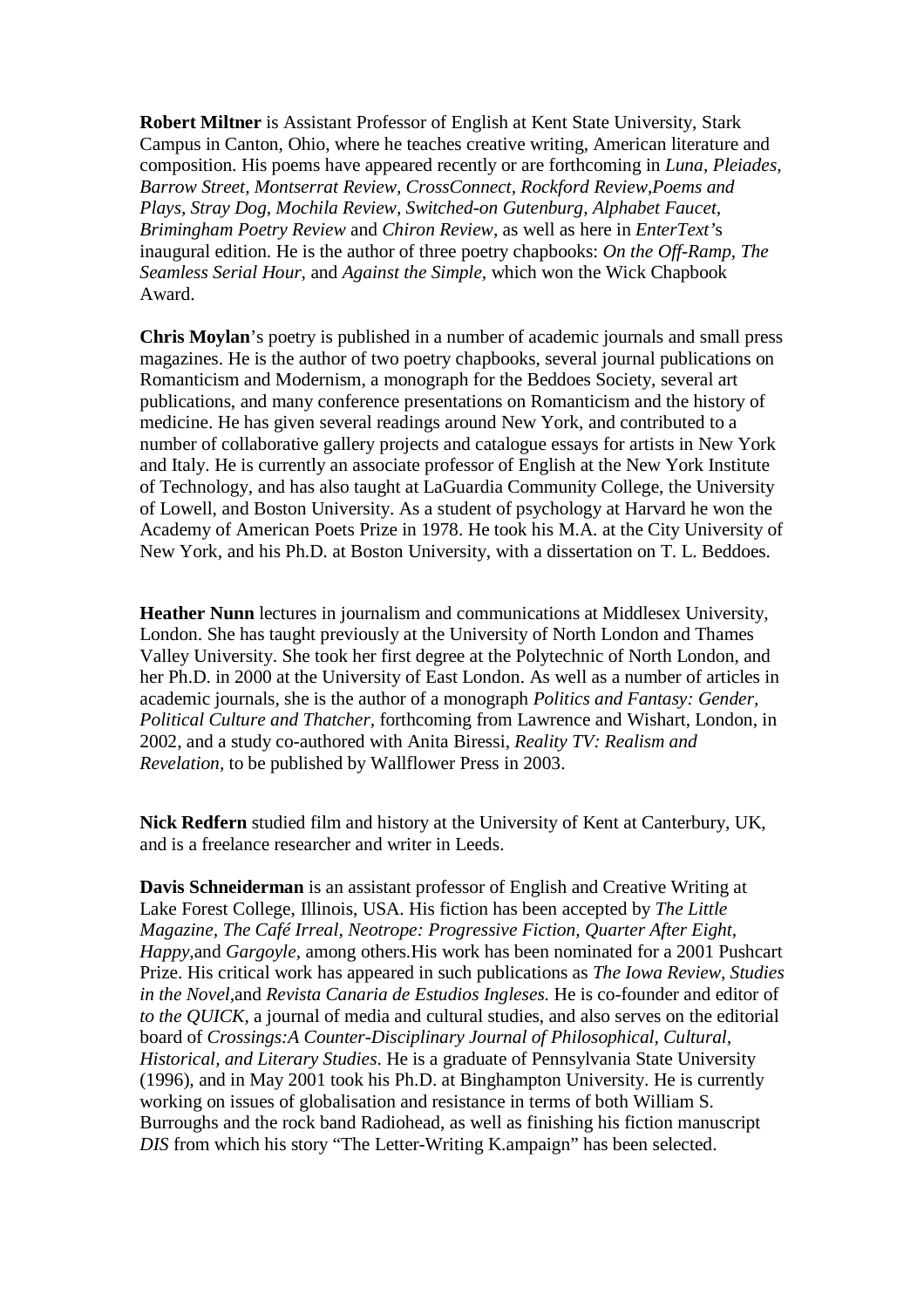**Robert Miltner** is Assistant Professor of English at Kent State University, Stark Campus in Canton, Ohio, where he teaches creative writing, American literature and composition. His poems have appeared recently or are forthcoming in *Luna*, *Pleiades*, *Barrow Street*, *Montserrat Review*, *CrossConnect*, *Rockford Review*,*Poems and Plays*, *Stray Dog*, *Mochila Review*, *Switched-on Gutenburg*, *Alphabet Faucet*, *Brimingham Poetry Review* and *Chiron Review*, as well as here in *EnterText*'s inaugural edition. He is the author of three poetry chapbooks: *On the Off-Ramp*, *The Seamless Serial Hour*, and *Against the Simple*, which won the Wick Chapbook Award.

**Chris Moylan**'s poetry is published in a number of academic journals and small press magazines. He is the author of two poetry chapbooks, several journal publications on Romanticism and Modernism, a monograph for the Beddoes Society, several art publications, and many conference presentations on Romanticism and the history of medicine. He has given several readings around New York, and contributed to a number of collaborative gallery projects and catalogue essays for artists in New York and Italy. He is currently an associate professor of English at the New York Institute of Technology, and has also taught at LaGuardia Community College, the University of Lowell, and Boston University. As a student of psychology at Harvard he won the Academy of American Poets Prize in 1978. He took his M.A. at the City University of New York, and his Ph.D. at Boston University, with a dissertation on T. L. Beddoes.

**Heather Nunn** lectures in journalism and communications at Middlesex University, London. She has taught previously at the University of North London and Thames Valley University. She took her first degree at the Polytechnic of North London, and her Ph.D. in 2000 at the University of East London. As well as a number of articles in academic journals, she is the author of a monograph *Politics and Fantasy: Gender, Political Culture and Thatcher,* forthcoming from Lawrence and Wishart, London, in 2002, and a study co-authored with Anita Biressi, *Reality TV: Realism and Revelation*, to be published by Wallflower Press in 2003.

**Nick Redfern** studied film and history at the University of Kent at Canterbury, UK, and is a freelance researcher and writer in Leeds.

**Davis Schneiderman** is an assistant professor of English and Creative Writing at Lake Forest College, Illinois, USA. His fiction has been accepted by *The Little Magazine*, *The Café Irreal*, *Neotrope: Progressive Fiction*, *Quarter After Eight*, *Happy*,and *Gargoyle*, among others.His work has been nominated for a 2001 Pushcart Prize. His critical work has appeared in such publications as *The Iowa Review*, *Studies in the Novel*,and *Revista Canaria de Estudios Ingleses*. He is co-founder and editor of *to the QUICK*, a journal of media and cultural studies, and also serves on the editorial board of *Crossings:A Counter-Disciplinary Journal of Philosophical, Cultural, Historical, and Literary Studies*. He is a graduate of Pennsylvania State University (1996), and in May 2001 took his Ph.D. at Binghampton University. He is currently working on issues of globalisation and resistance in terms of both William S. Burroughs and the rock band Radiohead, as well as finishing his fiction manuscript *DIS* from which his story "The Letter-Writing K.ampaign" has been selected.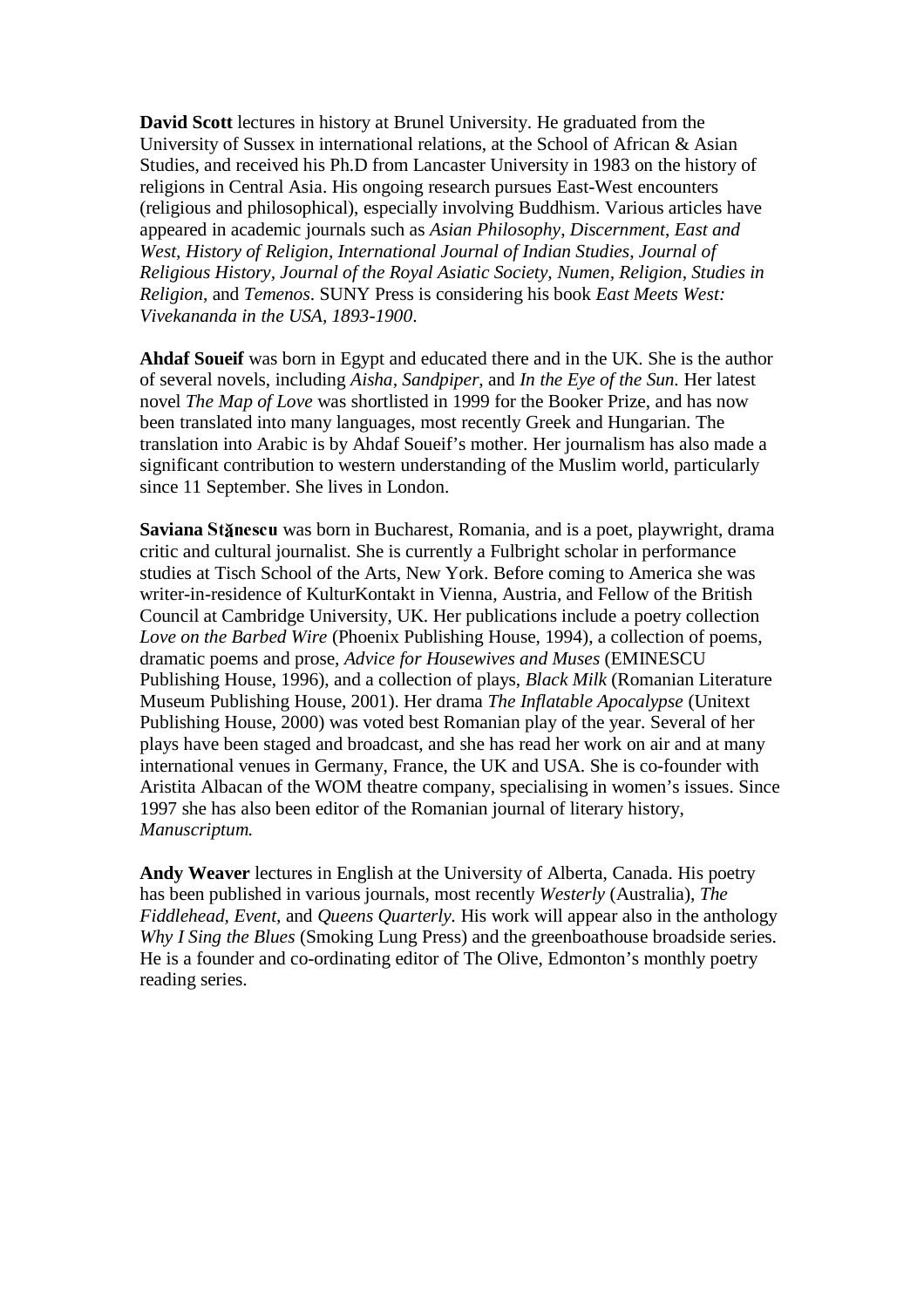**David Scott** lectures in history at Brunel University. He graduated from the University of Sussex in international relations, at the School of African & Asian Studies, and received his Ph.D from Lancaster University in 1983 on the history of religions in Central Asia. His ongoing research pursues East-West encounters (religious and philosophical), especially involving Buddhism. Various articles have appeared in academic journals such as *Asian Philosophy*, *Discernment*, *East and West*, *History of Religion*, *International Journal of Indian Studies*, *Journal of Religious History*, *Journal of the Royal Asiatic Society*, *Numen*, *Religion*, *Studies in Religion*, and *Temenos*. SUNY Press is considering his book *East Meets West: Vivekananda in the USA, 1893-1900*.

**Ahdaf Soueif** was born in Egypt and educated there and in the UK. She is the author of several novels, including *Aisha*, *Sandpiper*, and *In the Eye of the Sun*. Her latest novel *The Map of Love* was shortlisted in 1999 for the Booker Prize, and has now been translated into many languages, most recently Greek and Hungarian. The translation into Arabic is by Ahdaf Soueif's mother. Her journalism has also made a significant contribution to western understanding of the Muslim world, particularly since 11 September. She lives in London.

**Saviana Stănescu** was born in Bucharest, Romania, and is a poet, playwright, drama critic and cultural journalist. She is currently a Fulbright scholar in performance studies at Tisch School of the Arts, New York. Before coming to America she was writer-in-residence of KulturKontakt in Vienna, Austria, and Fellow of the British Council at Cambridge University, UK. Her publications include a poetry collection *Love on the Barbed Wire* (Phoenix Publishing House, 1994), a collection of poems, dramatic poems and prose, *Advice for Housewives and Muses* (EMINESCU Publishing House, 1996), and a collection of plays, *Black Milk* (Romanian Literature Museum Publishing House, 2001). Her drama *The Inflatable Apocalypse* (Unitext Publishing House, 2000) was voted best Romanian play of the year. Several of her plays have been staged and broadcast, and she has read her work on air and at many international venues in Germany, France, the UK and USA. She is co-founder with Aristita Albacan of the WOM theatre company, specialising in women's issues. Since 1997 she has also been editor of the Romanian journal of literary history, *Manuscriptum.*

**Andy Weaver** lectures in English at the University of Alberta, Canada. His poetry has been published in various journals, most recently *Westerly* (Australia), *The Fiddlehead*, *Event*, and *Queens Quarterly.* His work will appear also in the anthology *Why I Sing the Blues* (Smoking Lung Press) and the greenboathouse broadside series. He is a founder and co-ordinating editor of The Olive, Edmonton's monthly poetry reading series.